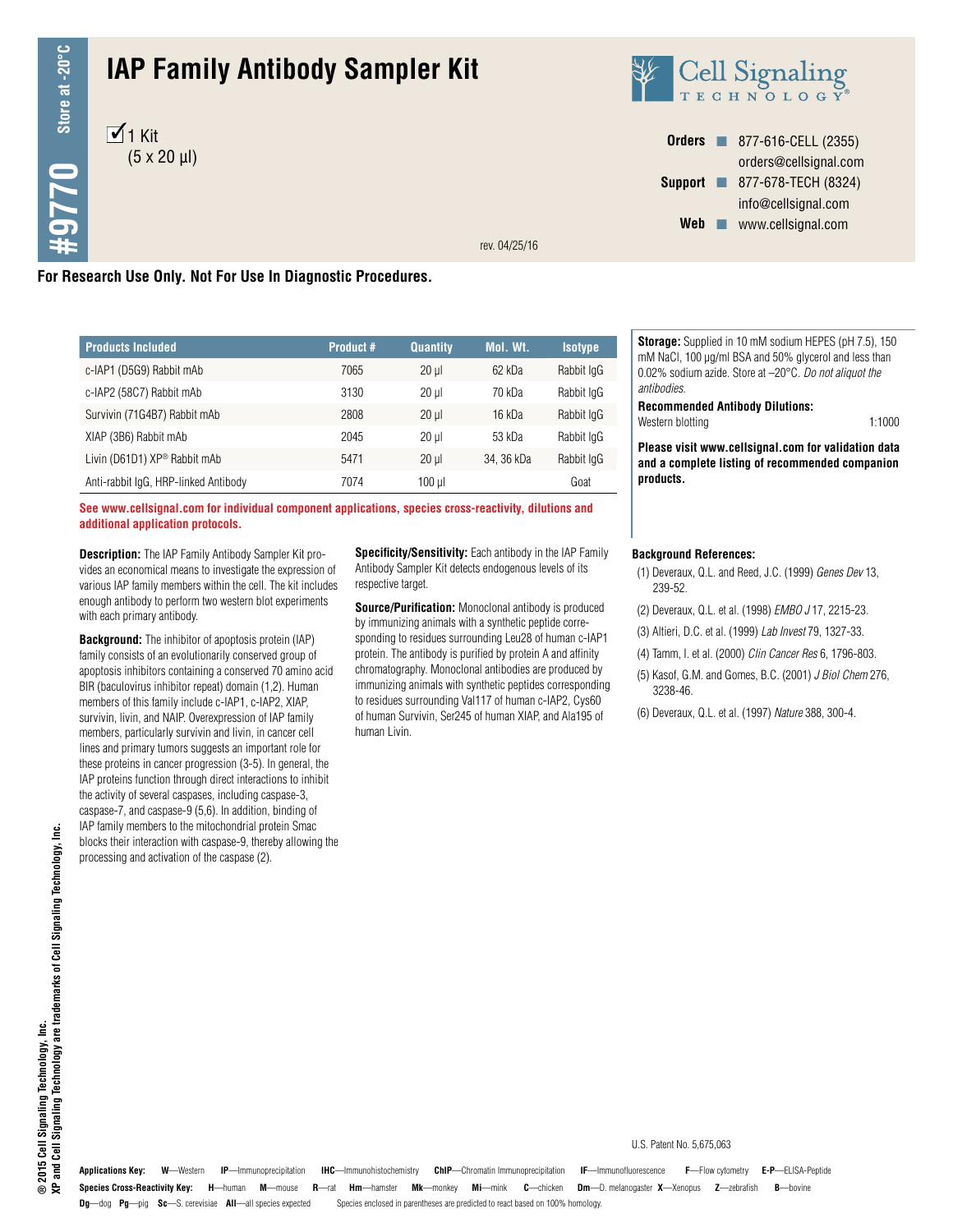# IAP Family Antibody Sampler Kit

#9770 Store at -20°C

☑ 1 Kit
(5 x 20 µl)

**Cell Signaling TECHNOLOGY®**

**Orders** ■ 877-616-CELL (2355)
orders@cellsignal.com
**Support** ■ 877-678-TECH (8324)
info@cellsignal.com
**Web** ■ www.cellsignal.com

rev. 04/25/16

**For Research Use Only. Not For Use In Diagnostic Procedures.**

| Products Included | Product # | Quantity | Mol. Wt. | Isotype |
|---|---|---|---|---|
| c-IAP1 (D5G9) Rabbit mAb | 7065 | 20 µl | 62 kDa | Rabbit IgG |
| c-IAP2 (58C7) Rabbit mAb | 3130 | 20 µl | 70 kDa | Rabbit IgG |
| Survivin (71G4B7) Rabbit mAb | 2808 | 20 µl | 16 kDa | Rabbit IgG |
| XIAP (3B6) Rabbit mAb | 2045 | 20 µl | 53 kDa | Rabbit IgG |
| Livin (D61D1) XP® Rabbit mAb | 5471 | 20 µl | 34, 36 kDa | Rabbit IgG |
| Anti-rabbit IgG, HRP-linked Antibody | 7074 | 100 µl | | Goat |

**See www.cellsignal.com for individual component applications, species cross-reactivity, dilutions and additional application protocols.**

**Storage:** Supplied in 10 mM sodium HEPES (pH 7.5), 150 mM NaCl, 100 µg/ml BSA and 50% glycerol and less than 0.02% sodium azide. Store at –20°C. *Do not aliquot the antibodies.*

**Recommended Antibody Dilutions:**
Western blotting 1:1000

**Please visit www.cellsignal.com for validation data and a complete listing of recommended companion products.**

**Description:** The IAP Family Antibody Sampler Kit provides an economical means to investigate the expression of various IAP family members within the cell. The kit includes enough antibody to perform two western blot experiments with each primary antibody.

**Background:** The inhibitor of apoptosis protein (IAP) family consists of an evolutionarily conserved group of apoptosis inhibitors containing a conserved 70 amino acid BIR (baculovirus inhibitor repeat) domain (1,2). Human members of this family include c-IAP1, c-IAP2, XIAP, survivin, livin, and NAIP. Overexpression of IAP family members, particularly survivin and livin, in cancer cell lines and primary tumors suggests an important role for these proteins in cancer progression (3-5). In general, the IAP proteins function through direct interactions to inhibit the activity of several caspases, including caspase-3, caspase-7, and caspase-9 (5,6). In addition, binding of IAP family members to the mitochondrial protein Smac blocks their interaction with caspase-9, thereby allowing the processing and activation of the caspase (2).

**Specificity/Sensitivity:** Each antibody in the IAP Family Antibody Sampler Kit detects endogenous levels of its respective target.

**Source/Purification:** Monoclonal antibody is produced by immunizing animals with a synthetic peptide corresponding to residues surrounding Leu28 of human c-IAP1 protein. The antibody is purified by protein A and affinity chromatography. Monoclonal antibodies are produced by immunizing animals with synthetic peptides corresponding to residues surrounding Val117 of human c-IAP2, Cys60 of human Survivin, Ser245 of human XIAP, and Ala195 of human Livin.

**Background References:**

(1) Deveraux, Q.L. and Reed, J.C. (1999) *Genes Dev* 13, 239-52.

(2) Deveraux, Q.L. et al. (1998) *EMBO J* 17, 2215-23.

(3) Altieri, D.C. et al. (1999) *Lab Invest* 79, 1327-33.

(4) Tamm, I. et al. (2000) *Clin Cancer Res* 6, 1796-803.

(5) Kasof, G.M. and Gomes, B.C. (2001) *J Biol Chem* 276, 3238-46.

(6) Deveraux, Q.L. et al. (1997) *Nature* 388, 300-4.

U.S. Patent No. 5,675,063

© 2015 Cell Signaling Technology, Inc.
XP and Cell Signaling Technology are trademarks of Cell Signaling Technology, Inc.

**Applications Key:** **W**—Western **IP**—Immunoprecipitation **IHC**—Immunohistochemistry **ChIP**—Chromatin Immunoprecipitation **IF**—Immunofluorescence **F**—Flow cytometry **E-P**—ELISA-Peptide

**Species Cross-Reactivity Key:** **H**—human **M**—mouse **R**—rat **Hm**—hamster **Mk**—monkey **Mi**—mink **C**—chicken **Dm**—D. melanogaster **X**—Xenopus **Z**—zebrafish **B**—bovine **Dg**—dog **Pg**—pig **Sc**—S. cerevisiae **All**—all species expected Species enclosed in parentheses are predicted to react based on 100% homology.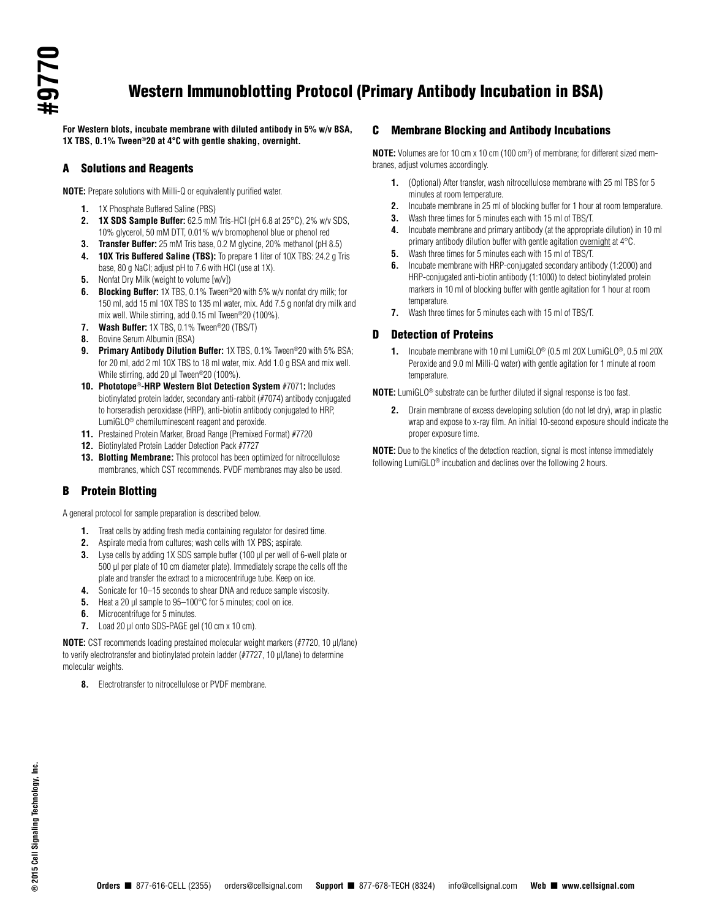# #9770

# Western Immunoblotting Protocol (Primary Antibody Incubation in BSA)

**For Western blots, incubate membrane with diluted antibody in 5% w/v BSA, 1X TBS, 0.1% Tween®20 at 4°C with gentle shaking, overnight.**

## A Solutions and Reagents

**NOTE:** Prepare solutions with Milli-Q or equivalently purified water.

1. 1X Phosphate Buffered Saline (PBS)
2. **1X SDS Sample Buffer:** 62.5 mM Tris-HCl (pH 6.8 at 25°C), 2% w/v SDS, 10% glycerol, 50 mM DTT, 0.01% w/v bromophenol blue or phenol red
3. **Transfer Buffer:** 25 mM Tris base, 0.2 M glycine, 20% methanol (pH 8.5)
4. **10X Tris Buffered Saline (TBS):** To prepare 1 liter of 10X TBS: 24.2 g Tris base, 80 g NaCl; adjust pH to 7.6 with HCl (use at 1X).
5. Nonfat Dry Milk (weight to volume [w/v])
6. **Blocking Buffer:** 1X TBS, 0.1% Tween®20 with 5% w/v nonfat dry milk; for 150 ml, add 15 ml 10X TBS to 135 ml water, mix. Add 7.5 g nonfat dry milk and mix well. While stirring, add 0.15 ml Tween®20 (100%).
7. **Wash Buffer:** 1X TBS, 0.1% Tween®20 (TBS/T)
8. Bovine Serum Albumin (BSA)
9. **Primary Antibody Dilution Buffer:** 1X TBS, 0.1% Tween®20 with 5% BSA; for 20 ml, add 2 ml 10X TBS to 18 ml water, mix. Add 1.0 g BSA and mix well. While stirring, add 20 µl Tween®20 (100%).
10. **Phototope®-HRP Western Blot Detection System** #7071**:** Includes biotinylated protein ladder, secondary anti-rabbit (#7074) antibody conjugated to horseradish peroxidase (HRP), anti-biotin antibody conjugated to HRP, LumiGLO® chemiluminescent reagent and peroxide.
11. Prestained Protein Marker, Broad Range (Premixed Format) #7720
12. Biotinylated Protein Ladder Detection Pack #7727
13. **Blotting Membrane:** This protocol has been optimized for nitrocellulose membranes, which CST recommends. PVDF membranes may also be used.

## B Protein Blotting

A general protocol for sample preparation is described below.

1. Treat cells by adding fresh media containing regulator for desired time.
2. Aspirate media from cultures; wash cells with 1X PBS; aspirate.
3. Lyse cells by adding 1X SDS sample buffer (100 µl per well of 6-well plate or 500 µl per plate of 10 cm diameter plate). Immediately scrape the cells off the plate and transfer the extract to a microcentrifuge tube. Keep on ice.
4. Sonicate for 10–15 seconds to shear DNA and reduce sample viscosity.
5. Heat a 20 µl sample to 95–100°C for 5 minutes; cool on ice.
6. Microcentrifuge for 5 minutes.
7. Load 20 µl onto SDS-PAGE gel (10 cm x 10 cm).

**NOTE:** CST recommends loading prestained molecular weight markers (#7720, 10 µl/lane) to verify electrotransfer and biotinylated protein ladder (#7727, 10 µl/lane) to determine molecular weights.

8. Electrotransfer to nitrocellulose or PVDF membrane.

## C Membrane Blocking and Antibody Incubations

**NOTE:** Volumes are for 10 cm x 10 cm (100 $cm^2$) of membrane; for different sized membranes, adjust volumes accordingly.

1. (Optional) After transfer, wash nitrocellulose membrane with 25 ml TBS for 5 minutes at room temperature.
2. Incubate membrane in 25 ml of blocking buffer for 1 hour at room temperature.
3. Wash three times for 5 minutes each with 15 ml of TBS/T.
4. Incubate membrane and primary antibody (at the appropriate dilution) in 10 ml primary antibody dilution buffer with gentle agitation overnight at 4°C.
5. Wash three times for 5 minutes each with 15 ml of TBS/T.
6. Incubate membrane with HRP-conjugated secondary antibody (1:2000) and HRP-conjugated anti-biotin antibody (1:1000) to detect biotinylated protein markers in 10 ml of blocking buffer with gentle agitation for 1 hour at room temperature.
7. Wash three times for 5 minutes each with 15 ml of TBS/T.

## D Detection of Proteins

1. Incubate membrane with 10 ml LumiGLO® (0.5 ml 20X LumiGLO®, 0.5 ml 20X Peroxide and 9.0 ml Milli-Q water) with gentle agitation for 1 minute at room temperature.

**NOTE:** LumiGLO® substrate can be further diluted if signal response is too fast.

2. Drain membrane of excess developing solution (do not let dry), wrap in plastic wrap and expose to x-ray film. An initial 10-second exposure should indicate the proper exposure time.

**NOTE:** Due to the kinetics of the detection reaction, signal is most intense immediately following LumiGLO® incubation and declines over the following 2 hours.

© 2015 Cell Signaling Technology, Inc.

**Orders** ■ 877-616-CELL (2355) orders@cellsignal.com **Support** ■ 877-678-TECH (8324) info@cellsignal.com **Web** ■ **www.cellsignal.com**